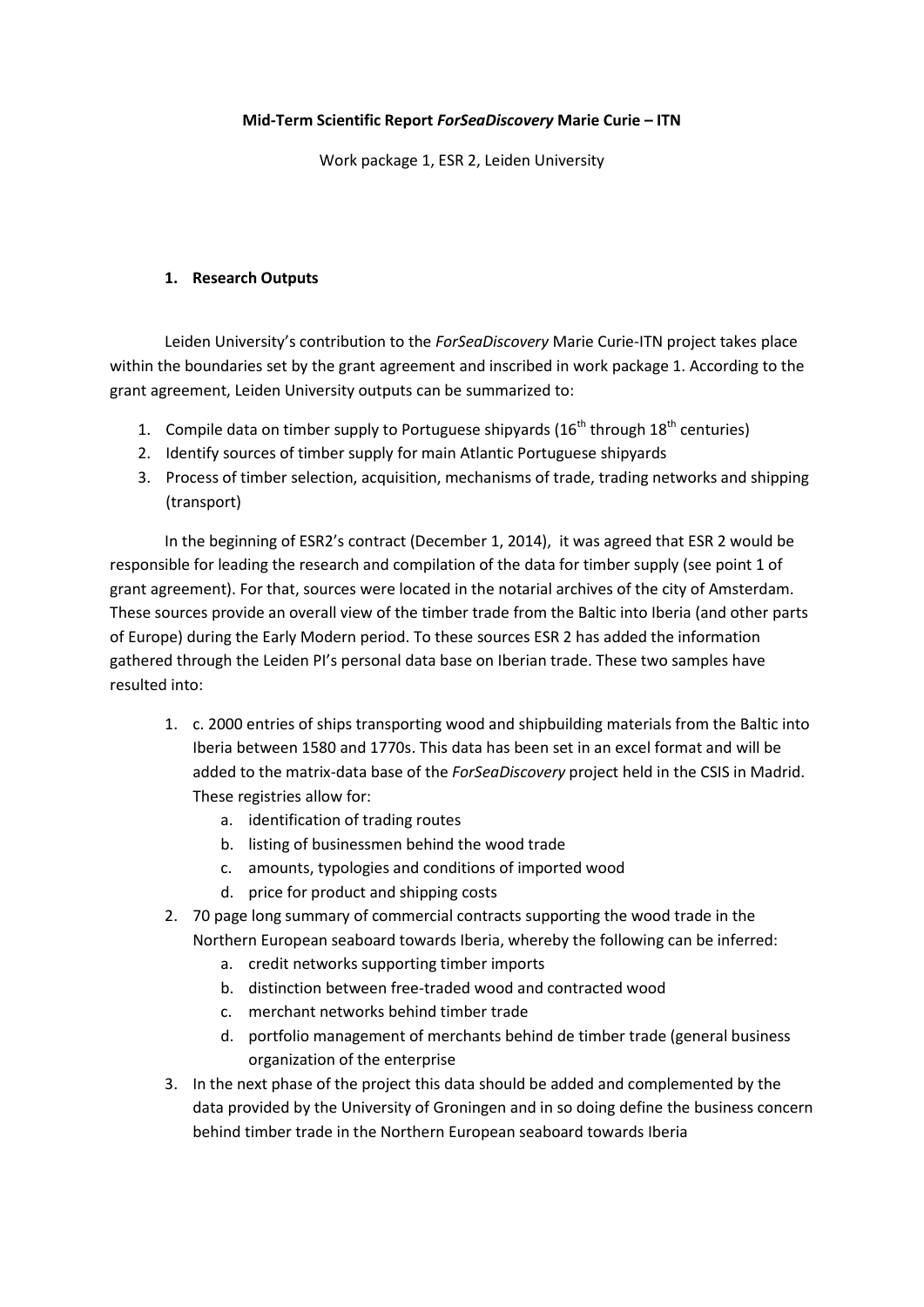**Mid-Term Scientific Report *ForSeaDiscovery* Marie Curie – ITN**

Work package 1, ESR 2, Leiden University

## 1. Research Outputs

Leiden University's contribution to the *ForSeaDiscovery* Marie Curie-ITN project takes place within the boundaries set by the grant agreement and inscribed in work package 1. According to the grant agreement, Leiden University outputs can be summarized to:

1. Compile data on timber supply to Portuguese shipyards (16th through 18th centuries)
2. Identify sources of timber supply for main Atlantic Portuguese shipyards
3. Process of timber selection, acquisition, mechanisms of trade, trading networks and shipping (transport)

In the beginning of ESR2's contract (December 1, 2014), it was agreed that ESR 2 would be responsible for leading the research and compilation of the data for timber supply (see point 1 of grant agreement). For that, sources were located in the notarial archives of the city of Amsterdam. These sources provide an overall view of the timber trade from the Baltic into Iberia (and other parts of Europe) during the Early Modern period. To these sources ESR 2 has added the information gathered through the Leiden PI's personal data base on Iberian trade. These two samples have resulted into:

1. c. 2000 entries of ships transporting wood and shipbuilding materials from the Baltic into Iberia between 1580 and 1770s. This data has been set in an excel format and will be added to the matrix-data base of the *ForSeaDiscovery* project held in the CSIS in Madrid. These registries allow for:
   a. identification of trading routes
   b. listing of businessmen behind the wood trade
   c. amounts, typologies and conditions of imported wood
   d. price for product and shipping costs
2. 70 page long summary of commercial contracts supporting the wood trade in the Northern European seaboard towards Iberia, whereby the following can be inferred:
   a. credit networks supporting timber imports
   b. distinction between free-traded wood and contracted wood
   c. merchant networks behind timber trade
   d. portfolio management of merchants behind de timber trade (general business organization of the enterprise
3. In the next phase of the project this data should be added and complemented by the data provided by the University of Groningen and in so doing define the business concern behind timber trade in the Northern European seaboard towards Iberia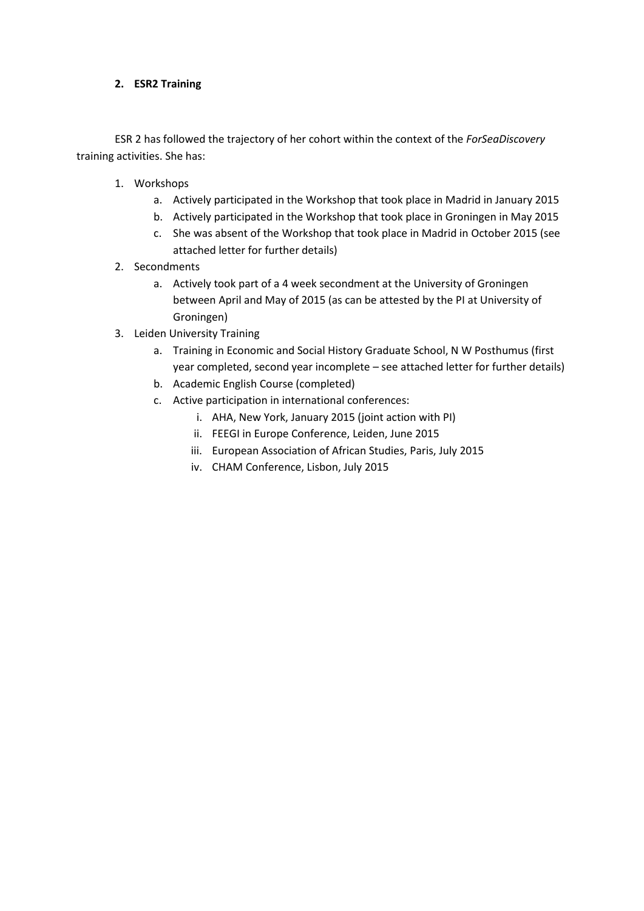## 2. ESR2 Training

ESR 2 has followed the trajectory of her cohort within the context of the *ForSeaDiscovery* training activities. She has:

1. Workshops
   a. Actively participated in the Workshop that took place in Madrid in January 2015
   b. Actively participated in the Workshop that took place in Groningen in May 2015
   c. She was absent of the Workshop that took place in Madrid in October 2015 (see attached letter for further details)
2. Secondments
   a. Actively took part of a 4 week secondment at the University of Groningen between April and May of 2015 (as can be attested by the PI at University of Groningen)
3. Leiden University Training
   a. Training in Economic and Social History Graduate School, N W Posthumus (first year completed, second year incomplete – see attached letter for further details)
   b. Academic English Course (completed)
   c. Active participation in international conferences:
      i. AHA, New York, January 2015 (joint action with PI)
      ii. FEEGI in Europe Conference, Leiden, June 2015
      iii. European Association of African Studies, Paris, July 2015
      iv. CHAM Conference, Lisbon, July 2015